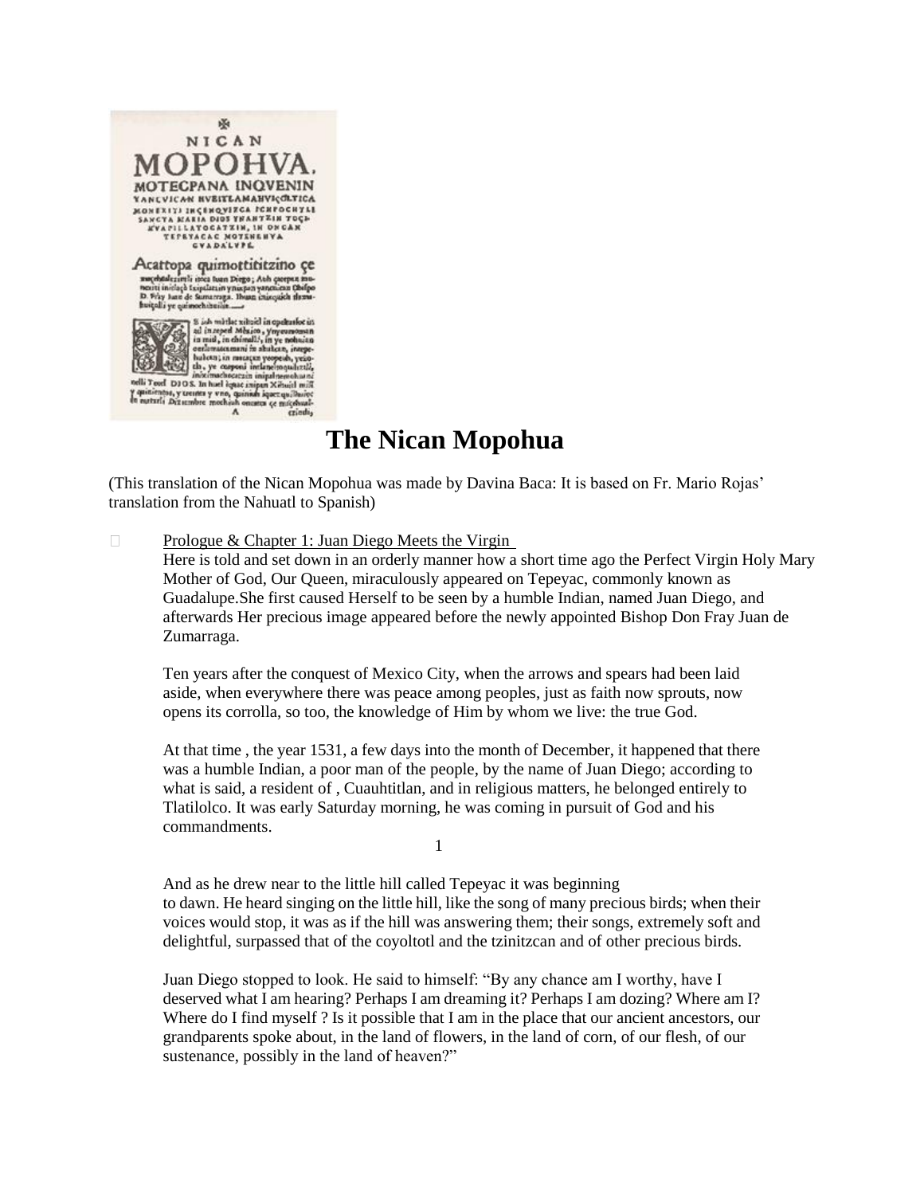# The Nican Mopohua

(This translation of the Nican Mopohua was made by Davina Baca: It is based on Fr. Mario Rojas' translation from the Nahuatl to Spanish)

## Prologue & Chapter 1: Juan Diego Meets the Virgin

Here is told and set down in an orderly manner how a short time ago the Perfect Virgin Holy Mary Mother of God, Our Queen, miraculously appeared on Tepeyac, commonly known as Guadalupe.She first caused Herself to be seen by a humble Indian, named Juan Diego, and afterwards Her precious image appeared before the newly appointed Bishop Don Fray Juan de Zumarraga.

Ten years after the conquest of Mexico City, when the arrows and spears had been laid aside, when everywhere there was peace among peoples, just as faith now sprouts, now opens its corrolla, so too, the knowledge of Him by whom we live: the true God.

At that time , the year 1531, a few days into the month of December, it happened that there was a humble Indian, a poor man of the people, by the name of Juan Diego; according to what is said, a resident of , Cuauhtitlan, and in religious matters, he belonged entirely to Tlatilolco. It was early Saturday morning, he was coming in pursuit of God and his commandments.

And as he drew near to the little hill called Tepeyac it was beginning to dawn. He heard singing on the little hill, like the song of many precious birds; when their voices would stop, it was as if the hill was answering them; their songs, extremely soft and delightful, surpassed that of the coyoltotl and the tzinitzcan and of other precious birds.

Juan Diego stopped to look. He said to himself: "By any chance am I worthy, have I deserved what I am hearing? Perhaps I am dreaming it? Perhaps I am dozing? Where am I? Where do I find myself ? Is it possible that I am in the place that our ancient ancestors, our grandparents spoke about, in the land of flowers, in the land of corn, of our flesh, of our sustenance, possibly in the land of heaven?"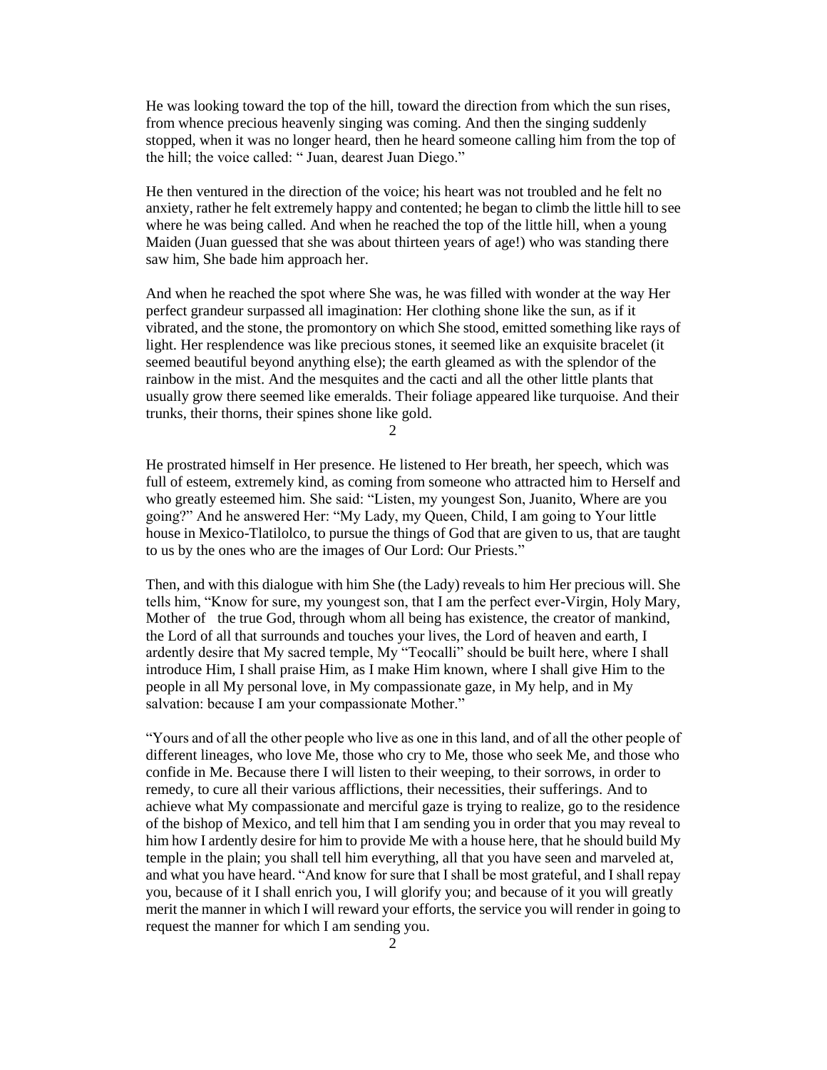He was looking toward the top of the hill, toward the direction from which the sun rises, from whence precious heavenly singing was coming. And then the singing suddenly stopped, when it was no longer heard, then he heard someone calling him from the top of the hill; the voice called: " Juan, dearest Juan Diego."

He then ventured in the direction of the voice; his heart was not troubled and he felt no anxiety, rather he felt extremely happy and contented; he began to climb the little hill to see where he was being called. And when he reached the top of the little hill, when a young Maiden (Juan guessed that she was about thirteen years of age!) who was standing there saw him, She bade him approach her.

And when he reached the spot where She was, he was filled with wonder at the way Her perfect grandeur surpassed all imagination: Her clothing shone like the sun, as if it vibrated, and the stone, the promontory on which She stood, emitted something like rays of light. Her resplendence was like precious stones, it seemed like an exquisite bracelet (it seemed beautiful beyond anything else); the earth gleamed as with the splendor of the rainbow in the mist. And the mesquites and the cacti and all the other little plants that usually grow there seemed like emeralds. Their foliage appeared like turquoise. And their trunks, their thorns, their spines shone like gold.

He prostrated himself in Her presence. He listened to Her breath, her speech, which was full of esteem, extremely kind, as coming from someone who attracted him to Herself and who greatly esteemed him. She said: "Listen, my youngest Son, Juanito, Where are you going?" And he answered Her: "My Lady, my Queen, Child, I am going to Your little house in Mexico-Tlatilolco, to pursue the things of God that are given to us, that are taught to us by the ones who are the images of Our Lord: Our Priests."

Then, and with this dialogue with him She (the Lady) reveals to him Her precious will. She tells him, "Know for sure, my youngest son, that I am the perfect ever-Virgin, Holy Mary, Mother of the true God, through whom all being has existence, the creator of mankind, the Lord of all that surrounds and touches your lives, the Lord of heaven and earth, I ardently desire that My sacred temple, My "Teocalli" should be built here, where I shall introduce Him, I shall praise Him, as I make Him known, where I shall give Him to the people in all My personal love, in My compassionate gaze, in My help, and in My salvation: because I am your compassionate Mother."

"Yours and of all the other people who live as one in this land, and of all the other people of different lineages, who love Me, those who cry to Me, those who seek Me, and those who confide in Me. Because there I will listen to their weeping, to their sorrows, in order to remedy, to cure all their various afflictions, their necessities, their sufferings. And to achieve what My compassionate and merciful gaze is trying to realize, go to the residence of the bishop of Mexico, and tell him that I am sending you in order that you may reveal to him how I ardently desire for him to provide Me with a house here, that he should build My temple in the plain; you shall tell him everything, all that you have seen and marveled at, and what you have heard. "And know for sure that I shall be most grateful, and I shall repay you, because of it I shall enrich you, I will glorify you; and because of it you will greatly merit the manner in which I will reward your efforts, the service you will render in going to request the manner for which I am sending you.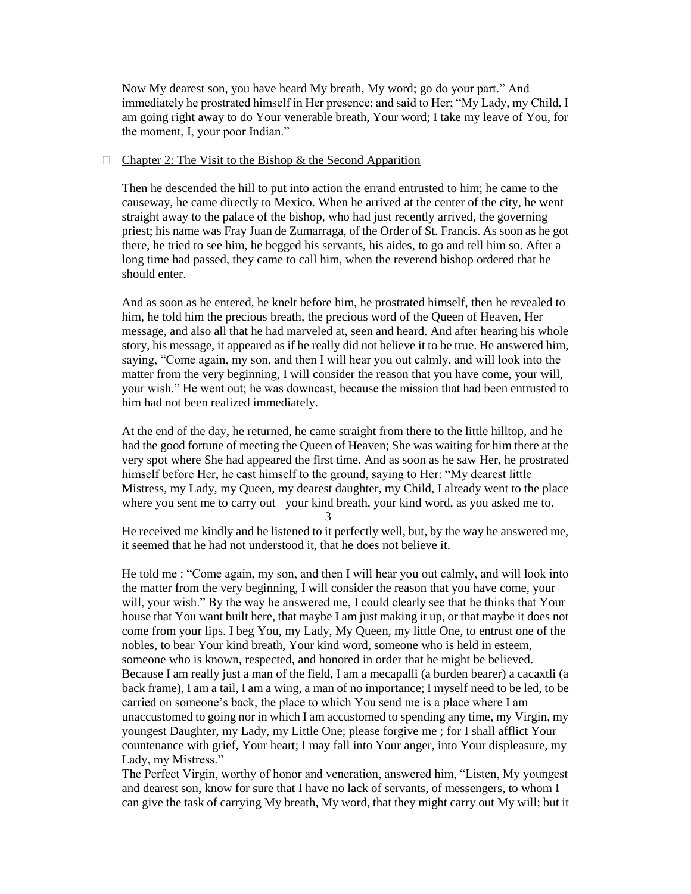Now My dearest son, you have heard My breath, My word; go do your part." And immediately he prostrated himself in Her presence; and said to Her; "My Lady, my Child, I am going right away to do Your venerable breath, Your word; I take my leave of You, for the moment, I, your poor Indian."

## Chapter 2: The Visit to the Bishop & the Second Apparition

Then he descended the hill to put into action the errand entrusted to him; he came to the causeway, he came directly to Mexico. When he arrived at the center of the city, he went straight away to the palace of the bishop, who had just recently arrived, the governing priest; his name was Fray Juan de Zumarraga, of the Order of St. Francis. As soon as he got there, he tried to see him, he begged his servants, his aides, to go and tell him so. After a long time had passed, they came to call him, when the reverend bishop ordered that he should enter.

And as soon as he entered, he knelt before him, he prostrated himself, then he revealed to him, he told him the precious breath, the precious word of the Queen of Heaven, Her message, and also all that he had marveled at, seen and heard. And after hearing his whole story, his message, it appeared as if he really did not believe it to be true. He answered him, saying, "Come again, my son, and then I will hear you out calmly, and will look into the matter from the very beginning, I will consider the reason that you have come, your will, your wish." He went out; he was downcast, because the mission that had been entrusted to him had not been realized immediately.

At the end of the day, he returned, he came straight from there to the little hilltop, and he had the good fortune of meeting the Queen of Heaven; She was waiting for him there at the very spot where She had appeared the first time. And as soon as he saw Her, he prostrated himself before Her, he cast himself to the ground, saying to Her: "My dearest little Mistress, my Lady, my Queen, my dearest daughter, my Child, I already went to the place where you sent me to carry out your kind breath, your kind word, as you asked me to. He received me kindly and he listened to it perfectly well, but, by the way he answered me, it seemed that he had not understood it, that he does not believe it.

He told me : "Come again, my son, and then I will hear you out calmly, and will look into the matter from the very beginning, I will consider the reason that you have come, your will, your wish." By the way he answered me, I could clearly see that he thinks that Your house that You want built here, that maybe I am just making it up, or that maybe it does not come from your lips. I beg You, my Lady, My Queen, my little One, to entrust one of the nobles, to bear Your kind breath, Your kind word, someone who is held in esteem, someone who is known, respected, and honored in order that he might be believed. Because I am really just a man of the field, I am a mecapalli (a burden bearer) a cacaxtli (a back frame), I am a tail, I am a wing, a man of no importance; I myself need to be led, to be carried on someone's back, the place to which You send me is a place where I am unaccustomed to going nor in which I am accustomed to spending any time, my Virgin, my youngest Daughter, my Lady, my Little One; please forgive me ; for I shall afflict Your countenance with grief, Your heart; I may fall into Your anger, into Your displeasure, my Lady, my Mistress."

The Perfect Virgin, worthy of honor and veneration, answered him, "Listen, My youngest and dearest son, know for sure that I have no lack of servants, of messengers, to whom I can give the task of carrying My breath, My word, that they might carry out My will; but it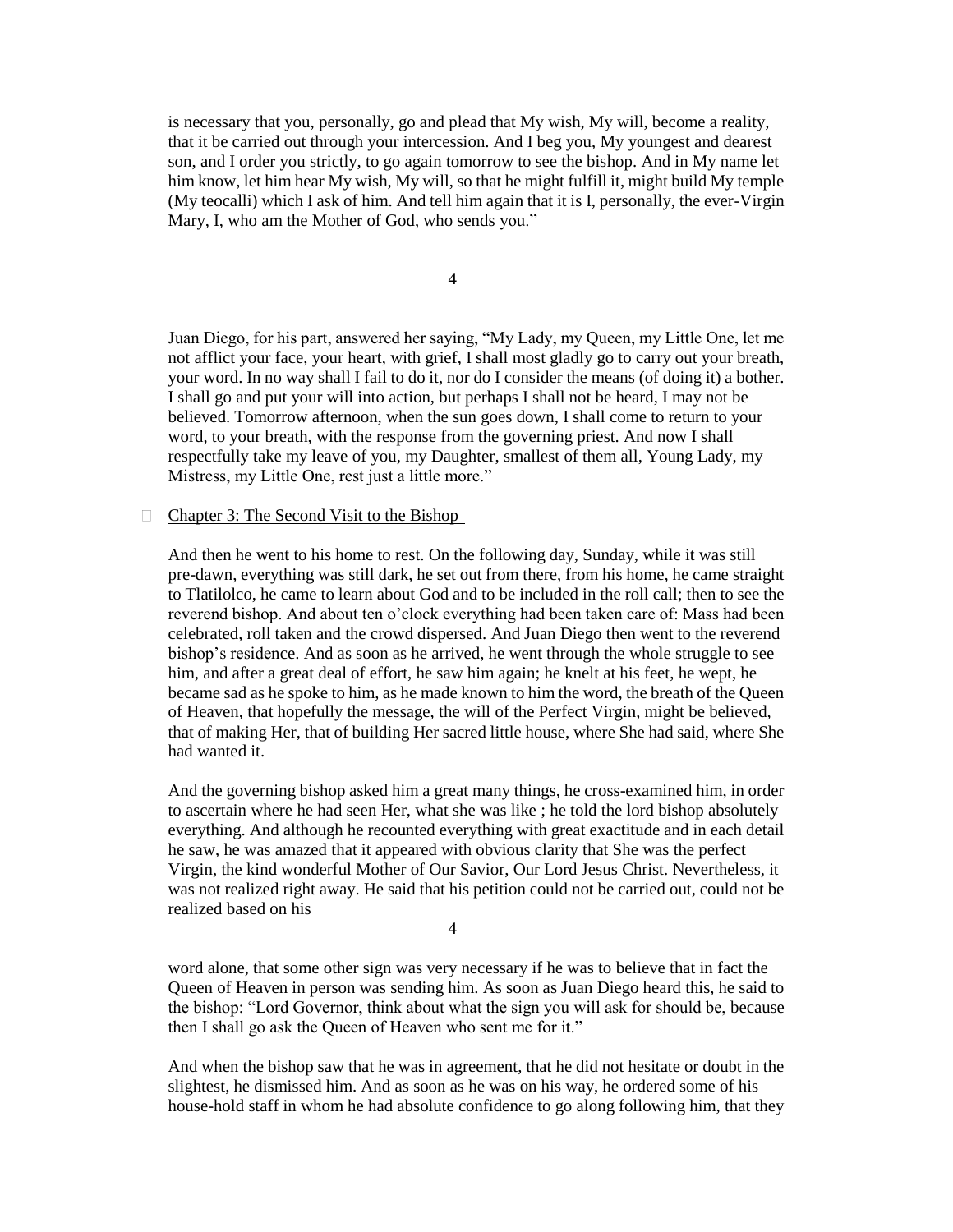is necessary that you, personally, go and plead that My wish, My will, become a reality, that it be carried out through your intercession. And I beg you, My youngest and dearest son, and I order you strictly, to go again tomorrow to see the bishop. And in My name let him know, let him hear My wish, My will, so that he might fulfill it, might build My temple (My teocalli) which I ask of him. And tell him again that it is I, personally, the ever-Virgin Mary, I, who am the Mother of God, who sends you."

Juan Diego, for his part, answered her saying, "My Lady, my Queen, my Little One, let me not afflict your face, your heart, with grief, I shall most gladly go to carry out your breath, your word. In no way shall I fail to do it, nor do I consider the means (of doing it) a bother. I shall go and put your will into action, but perhaps I shall not be heard, I may not be believed. Tomorrow afternoon, when the sun goes down, I shall come to return to your word, to your breath, with the response from the governing priest. And now I shall respectfully take my leave of you, my Daughter, smallest of them all, Young Lady, my Mistress, my Little One, rest just a little more."

## Chapter 3: The Second Visit to the Bishop

And then he went to his home to rest. On the following day, Sunday, while it was still pre-dawn, everything was still dark, he set out from there, from his home, he came straight to Tlatilolco, he came to learn about God and to be included in the roll call; then to see the reverend bishop. And about ten o'clock everything had been taken care of: Mass had been celebrated, roll taken and the crowd dispersed. And Juan Diego then went to the reverend bishop's residence. And as soon as he arrived, he went through the whole struggle to see him, and after a great deal of effort, he saw him again; he knelt at his feet, he wept, he became sad as he spoke to him, as he made known to him the word, the breath of the Queen of Heaven, that hopefully the message, the will of the Perfect Virgin, might be believed, that of making Her, that of building Her sacred little house, where She had said, where She had wanted it.

And the governing bishop asked him a great many things, he cross-examined him, in order to ascertain where he had seen Her, what she was like ; he told the lord bishop absolutely everything. And although he recounted everything with great exactitude and in each detail he saw, he was amazed that it appeared with obvious clarity that She was the perfect Virgin, the kind wonderful Mother of Our Savior, Our Lord Jesus Christ. Nevertheless, it was not realized right away. He said that his petition could not be carried out, could not be realized based on his word alone, that some other sign was very necessary if he was to believe that in fact the Queen of Heaven in person was sending him. As soon as Juan Diego heard this, he said to the bishop: "Lord Governor, think about what the sign you will ask for should be, because then I shall go ask the Queen of Heaven who sent me for it."

And when the bishop saw that he was in agreement, that he did not hesitate or doubt in the slightest, he dismissed him. And as soon as he was on his way, he ordered some of his house-hold staff in whom he had absolute confidence to go along following him, that they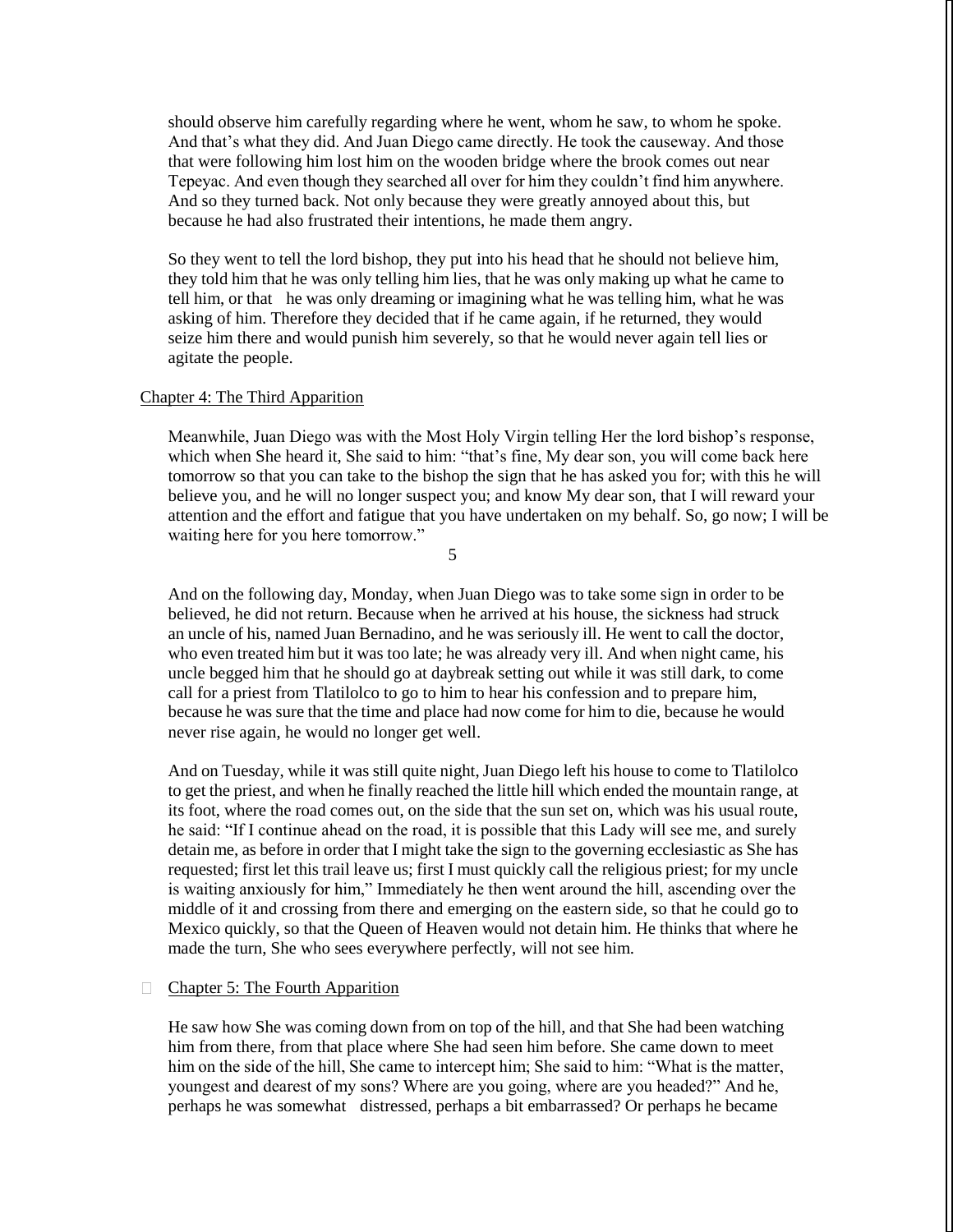should observe him carefully regarding where he went, whom he saw, to whom he spoke. And that's what they did. And Juan Diego came directly. He took the causeway. And those that were following him lost him on the wooden bridge where the brook comes out near Tepeyac. And even though they searched all over for him they couldn't find him anywhere. And so they turned back. Not only because they were greatly annoyed about this, but because he had also frustrated their intentions, he made them angry.

So they went to tell the lord bishop, they put into his head that he should not believe him, they told him that he was only telling him lies, that he was only making up what he came to tell him, or that he was only dreaming or imagining what he was telling him, what he was asking of him. Therefore they decided that if he came again, if he returned, they would seize him there and would punish him severely, so that he would never again tell lies or agitate the people.

## Chapter 4: The Third Apparition

Meanwhile, Juan Diego was with the Most Holy Virgin telling Her the lord bishop's response, which when She heard it, She said to him: "that's fine, My dear son, you will come back here tomorrow so that you can take to the bishop the sign that he has asked you for; with this he will believe you, and he will no longer suspect you; and know My dear son, that I will reward your attention and the effort and fatigue that you have undertaken on my behalf. So, go now; I will be waiting here for you here tomorrow."

And on the following day, Monday, when Juan Diego was to take some sign in order to be believed, he did not return. Because when he arrived at his house, the sickness had struck an uncle of his, named Juan Bernadino, and he was seriously ill. He went to call the doctor, who even treated him but it was too late; he was already very ill. And when night came, his uncle begged him that he should go at daybreak setting out while it was still dark, to come call for a priest from Tlatilolco to go to him to hear his confession and to prepare him, because he was sure that the time and place had now come for him to die, because he would never rise again, he would no longer get well.

And on Tuesday, while it was still quite night, Juan Diego left his house to come to Tlatilolco to get the priest, and when he finally reached the little hill which ended the mountain range, at its foot, where the road comes out, on the side that the sun set on, which was his usual route, he said: "If I continue ahead on the road, it is possible that this Lady will see me, and surely detain me, as before in order that I might take the sign to the governing ecclesiastic as She has requested; first let this trail leave us; first I must quickly call the religious priest; for my uncle is waiting anxiously for him," Immediately he then went around the hill, ascending over the middle of it and crossing from there and emerging on the eastern side, so that he could go to Mexico quickly, so that the Queen of Heaven would not detain him. He thinks that where he made the turn, She who sees everywhere perfectly, will not see him.

## Chapter 5: The Fourth Apparition

He saw how She was coming down from on top of the hill, and that She had been watching him from there, from that place where She had seen him before. She came down to meet him on the side of the hill, She came to intercept him; She said to him: "What is the matter, youngest and dearest of my sons? Where are you going, where are you headed?" And he, perhaps he was somewhat distressed, perhaps a bit embarrassed? Or perhaps he became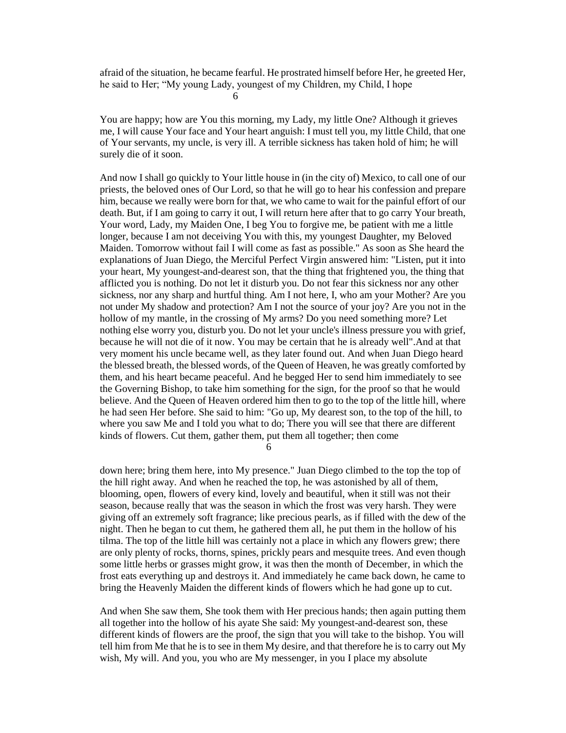afraid of the situation, he became fearful. He prostrated himself before Her, he greeted Her, he said to Her; "My young Lady, youngest of my Children, my Child, I hope

You are happy; how are You this morning, my Lady, my little One? Although it grieves me, I will cause Your face and Your heart anguish: I must tell you, my little Child, that one of Your servants, my uncle, is very ill. A terrible sickness has taken hold of him; he will surely die of it soon.

And now I shall go quickly to Your little house in (in the city of) Mexico, to call one of our priests, the beloved ones of Our Lord, so that he will go to hear his confession and prepare him, because we really were born for that, we who came to wait for the painful effort of our death. But, if I am going to carry it out, I will return here after that to go carry Your breath, Your word, Lady, my Maiden One, I beg You to forgive me, be patient with me a little longer, because I am not deceiving You with this, my youngest Daughter, my Beloved Maiden. Tomorrow without fail I will come as fast as possible." As soon as She heard the explanations of Juan Diego, the Merciful Perfect Virgin answered him: "Listen, put it into your heart, My youngest-and-dearest son, that the thing that frightened you, the thing that afflicted you is nothing. Do not let it disturb you. Do not fear this sickness nor any other sickness, nor any sharp and hurtful thing. Am I not here, I, who am your Mother? Are you not under My shadow and protection? Am I not the source of your joy? Are you not in the hollow of my mantle, in the crossing of My arms? Do you need something more? Let nothing else worry you, disturb you. Do not let your uncle's illness pressure you with grief, because he will not die of it now. You may be certain that he is already well".And at that very moment his uncle became well, as they later found out. And when Juan Diego heard the blessed breath, the blessed words, of the Queen of Heaven, he was greatly comforted by them, and his heart became peaceful. And he begged Her to send him immediately to see the Governing Bishop, to take him something for the sign, for the proof so that he would believe. And the Queen of Heaven ordered him then to go to the top of the little hill, where he had seen Her before. She said to him: "Go up, My dearest son, to the top of the hill, to where you saw Me and I told you what to do; There you will see that there are different kinds of flowers. Cut them, gather them, put them all together; then come

down here; bring them here, into My presence." Juan Diego climbed to the top the top of the hill right away. And when he reached the top, he was astonished by all of them, blooming, open, flowers of every kind, lovely and beautiful, when it still was not their season, because really that was the season in which the frost was very harsh. They were giving off an extremely soft fragrance; like precious pearls, as if filled with the dew of the night. Then he began to cut them, he gathered them all, he put them in the hollow of his tilma. The top of the little hill was certainly not a place in which any flowers grew; there are only plenty of rocks, thorns, spines, prickly pears and mesquite trees. And even though some little herbs or grasses might grow, it was then the month of December, in which the frost eats everything up and destroys it. And immediately he came back down, he came to bring the Heavenly Maiden the different kinds of flowers which he had gone up to cut.

And when She saw them, She took them with Her precious hands; then again putting them all together into the hollow of his ayate She said: My youngest-and-dearest son, these different kinds of flowers are the proof, the sign that you will take to the bishop. You will tell him from Me that he is to see in them My desire, and that therefore he is to carry out My wish, My will. And you, you who are My messenger, in you I place my absolute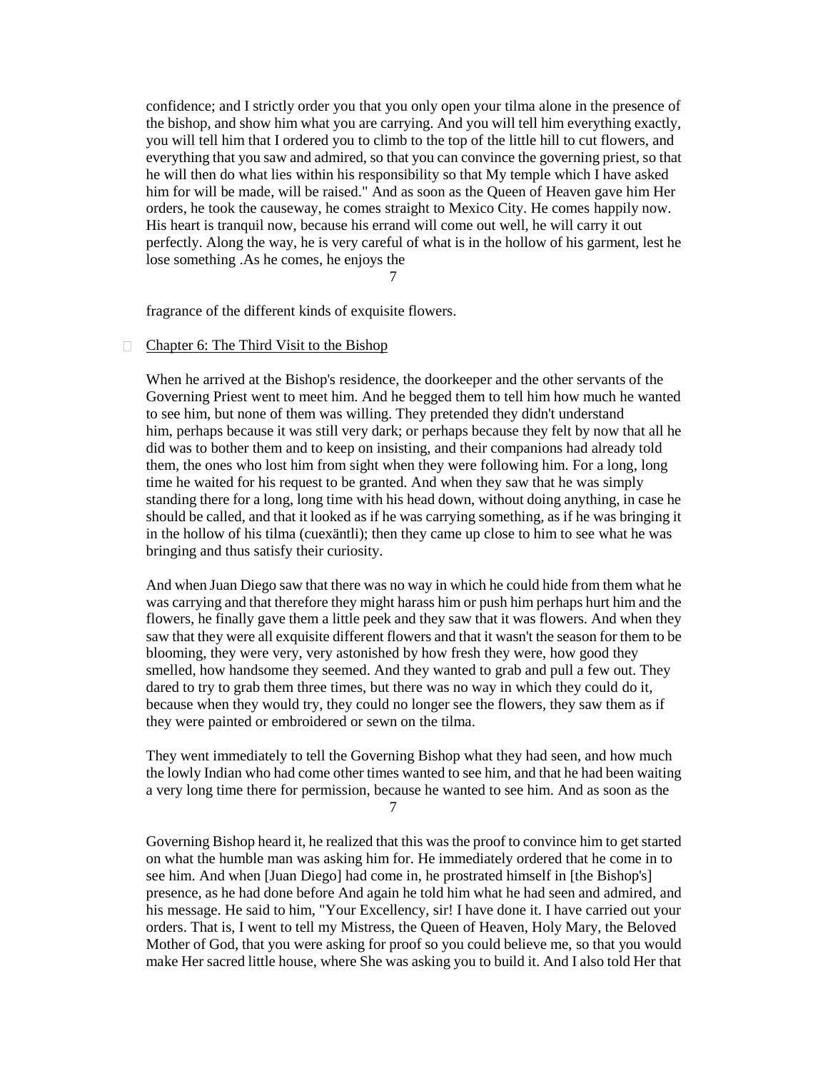confidence; and I strictly order you that you only open your tilma alone in the presence of the bishop, and show him what you are carrying. And you will tell him everything exactly, you will tell him that I ordered you to climb to the top of the little hill to cut flowers, and everything that you saw and admired, so that you can convince the governing priest, so that he will then do what lies within his responsibility so that My temple which I have asked him for will be made, will be raised." And as soon as the Queen of Heaven gave him Her orders, he took the causeway, he comes straight to Mexico City. He comes happily now. His heart is tranquil now, because his errand will come out well, he will carry it out perfectly. Along the way, he is very careful of what is in the hollow of his garment, lest he lose something .As he comes, he enjoys the fragrance of the different kinds of exquisite flowers.

## Chapter 6: The Third Visit to the Bishop

When he arrived at the Bishop's residence, the doorkeeper and the other servants of the Governing Priest went to meet him. And he begged them to tell him how much he wanted to see him, but none of them was willing. They pretended they didn't understand him, perhaps because it was still very dark; or perhaps because they felt by now that all he did was to bother them and to keep on insisting, and their companions had already told them, the ones who lost him from sight when they were following him. For a long, long time he waited for his request to be granted. And when they saw that he was simply standing there for a long, long time with his head down, without doing anything, in case he should be called, and that it looked as if he was carrying something, as if he was bringing it in the hollow of his tilma (cuexäntli); then they came up close to him to see what he was bringing and thus satisfy their curiosity.

And when Juan Diego saw that there was no way in which he could hide from them what he was carrying and that therefore they might harass him or push him perhaps hurt him and the flowers, he finally gave them a little peek and they saw that it was flowers. And when they saw that they were all exquisite different flowers and that it wasn't the season for them to be blooming, they were very, very astonished by how fresh they were, how good they smelled, how handsome they seemed. And they wanted to grab and pull a few out. They dared to try to grab them three times, but there was no way in which they could do it, because when they would try, they could no longer see the flowers, they saw them as if they were painted or embroidered or sewn on the tilma.

They went immediately to tell the Governing Bishop what they had seen, and how much the lowly Indian who had come other times wanted to see him, and that he had been waiting a very long time there for permission, because he wanted to see him. And as soon as the Governing Bishop heard it, he realized that this was the proof to convince him to get started on what the humble man was asking him for. He immediately ordered that he come in to see him. And when [Juan Diego] had come in, he prostrated himself in [the Bishop's] presence, as he had done before And again he told him what he had seen and admired, and his message. He said to him, "Your Excellency, sir! I have done it. I have carried out your orders. That is, I went to tell my Mistress, the Queen of Heaven, Holy Mary, the Beloved Mother of God, that you were asking for proof so you could believe me, so that you would make Her sacred little house, where She was asking you to build it. And I also told Her that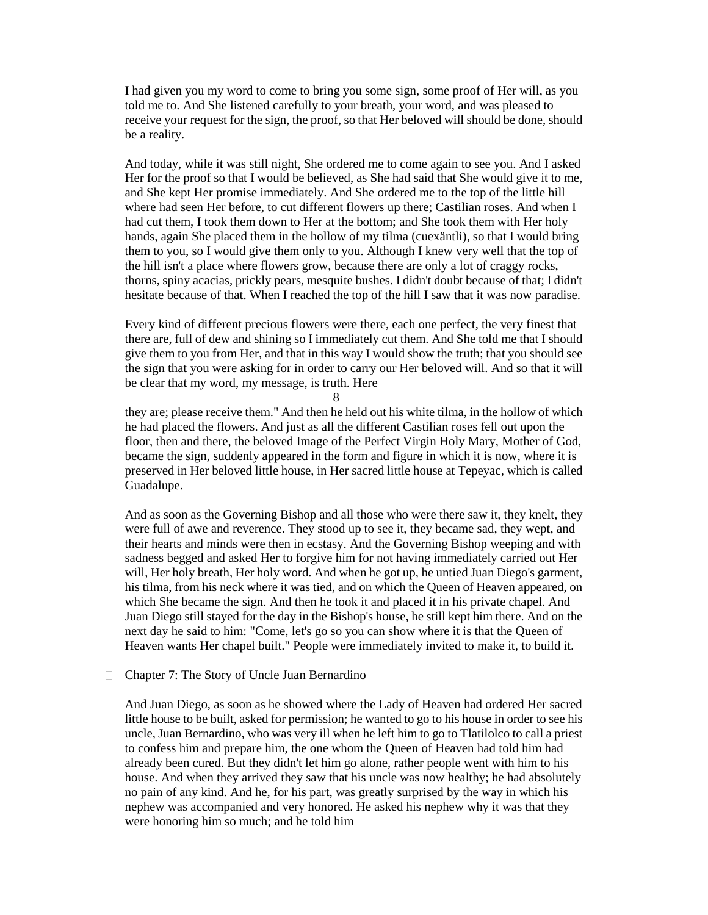I had given you my word to come to bring you some sign, some proof of Her will, as you told me to. And She listened carefully to your breath, your word, and was pleased to receive your request for the sign, the proof, so that Her beloved will should be done, should be a reality.

And today, while it was still night, She ordered me to come again to see you. And I asked Her for the proof so that I would be believed, as She had said that She would give it to me, and She kept Her promise immediately. And She ordered me to the top of the little hill where had seen Her before, to cut different flowers up there; Castilian roses. And when I had cut them, I took them down to Her at the bottom; and She took them with Her holy hands, again She placed them in the hollow of my tilma (cuexäntli), so that I would bring them to you, so I would give them only to you. Although I knew very well that the top of the hill isn't a place where flowers grow, because there are only a lot of craggy rocks, thorns, spiny acacias, prickly pears, mesquite bushes. I didn't doubt because of that; I didn't hesitate because of that. When I reached the top of the hill I saw that it was now paradise.

Every kind of different precious flowers were there, each one perfect, the very finest that there are, full of dew and shining so I immediately cut them. And She told me that I should give them to you from Her, and that in this way I would show the truth; that you should see the sign that you were asking for in order to carry our Her beloved will. And so that it will be clear that my word, my message, is truth. Here they are; please receive them." And then he held out his white tilma, in the hollow of which he had placed the flowers. And just as all the different Castilian roses fell out upon the floor, then and there, the beloved Image of the Perfect Virgin Holy Mary, Mother of God, became the sign, suddenly appeared in the form and figure in which it is now, where it is preserved in Her beloved little house, in Her sacred little house at Tepeyac, which is called Guadalupe.

And as soon as the Governing Bishop and all those who were there saw it, they knelt, they were full of awe and reverence. They stood up to see it, they became sad, they wept, and their hearts and minds were then in ecstasy. And the Governing Bishop weeping and with sadness begged and asked Her to forgive him for not having immediately carried out Her will, Her holy breath, Her holy word. And when he got up, he untied Juan Diego's garment, his tilma, from his neck where it was tied, and on which the Queen of Heaven appeared, on which She became the sign. And then he took it and placed it in his private chapel. And Juan Diego still stayed for the day in the Bishop's house, he still kept him there. And on the next day he said to him: "Come, let's go so you can show where it is that the Queen of Heaven wants Her chapel built." People were immediately invited to make it, to build it.

- Chapter 7: The Story of Uncle Juan Bernardino

And Juan Diego, as soon as he showed where the Lady of Heaven had ordered Her sacred little house to be built, asked for permission; he wanted to go to his house in order to see his uncle, Juan Bernardino, who was very ill when he left him to go to Tlatilolco to call a priest to confess him and prepare him, the one whom the Queen of Heaven had told him had already been cured. But they didn't let him go alone, rather people went with him to his house. And when they arrived they saw that his uncle was now healthy; he had absolutely no pain of any kind. And he, for his part, was greatly surprised by the way in which his nephew was accompanied and very honored. He asked his nephew why it was that they were honoring him so much; and he told him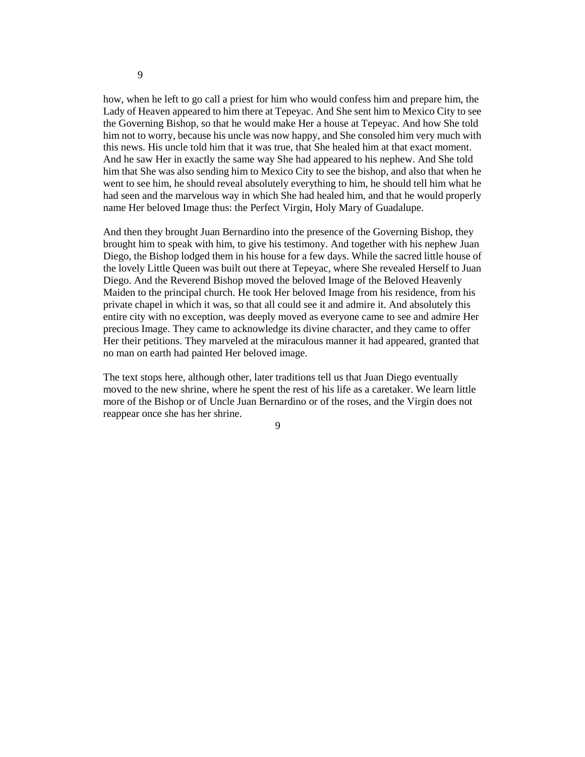how, when he left to go call a priest for him who would confess him and prepare him, the Lady of Heaven appeared to him there at Tepeyac. And She sent him to Mexico City to see the Governing Bishop, so that he would make Her a house at Tepeyac. And how She told him not to worry, because his uncle was now happy, and She consoled him very much with this news. His uncle told him that it was true, that She healed him at that exact moment. And he saw Her in exactly the same way She had appeared to his nephew. And She told him that She was also sending him to Mexico City to see the bishop, and also that when he went to see him, he should reveal absolutely everything to him, he should tell him what he had seen and the marvelous way in which She had healed him, and that he would properly name Her beloved Image thus: the Perfect Virgin, Holy Mary of Guadalupe.

And then they brought Juan Bernardino into the presence of the Governing Bishop, they brought him to speak with him, to give his testimony. And together with his nephew Juan Diego, the Bishop lodged them in his house for a few days. While the sacred little house of the lovely Little Queen was built out there at Tepeyac, where She revealed Herself to Juan Diego. And the Reverend Bishop moved the beloved Image of the Beloved Heavenly Maiden to the principal church. He took Her beloved Image from his residence, from his private chapel in which it was, so that all could see it and admire it. And absolutely this entire city with no exception, was deeply moved as everyone came to see and admire Her precious Image. They came to acknowledge its divine character, and they came to offer Her their petitions. They marveled at the miraculous manner it had appeared, granted that no man on earth had painted Her beloved image.

The text stops here, although other, later traditions tell us that Juan Diego eventually moved to the new shrine, where he spent the rest of his life as a caretaker. We learn little more of the Bishop or of Uncle Juan Bernardino or of the roses, and the Virgin does not reappear once she has her shrine.